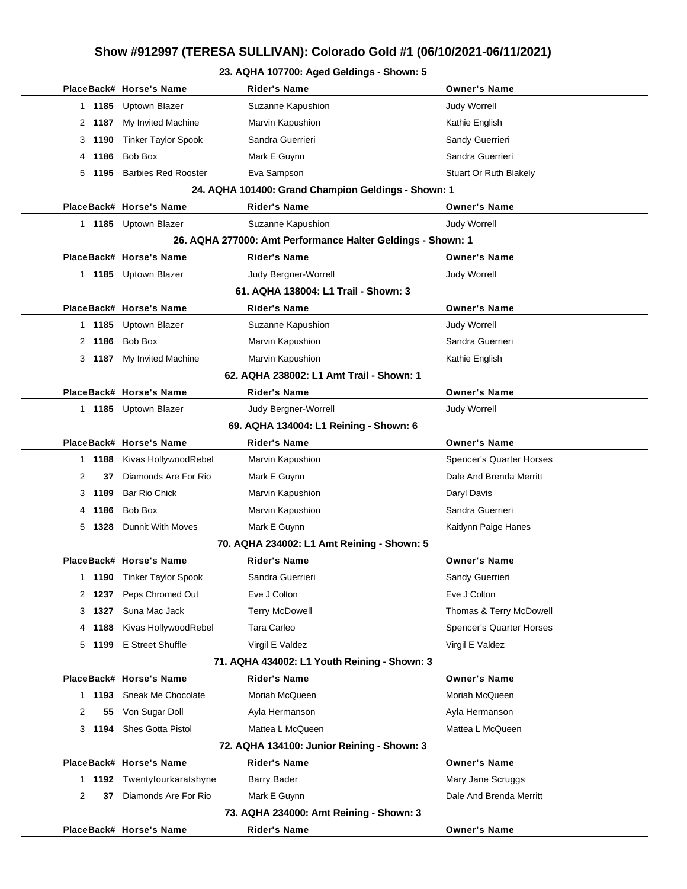# Show #912997 (TERESA SULLIVAN): Colorado Gold #1 (06/10/2021-06/11/2021)

### 23. AQHA 107700: Aged Geldings - Shown: 5

| Place | Back# | Horse's Name | Rider's Name | Owner's Name |
|---|---|---|---|---|
| 1 | 1185 | Uptown Blazer | Suzanne Kapushion | Judy Worrell |
| 2 | 1187 | My Invited Machine | Marvin Kapushion | Kathie English |
| 3 | 1190 | Tinker Taylor Spook | Sandra Guerrieri | Sandy Guerrieri |
| 4 | 1186 | Bob Box | Mark E Guynn | Sandra Guerrieri |
| 5 | 1195 | Barbies Red Rooster | Eva Sampson | Stuart Or Ruth Blakely |

### 24. AQHA 101400: Grand Champion Geldings - Shown: 1

| Place | Back# | Horse's Name | Rider's Name | Owner's Name |
|---|---|---|---|---|
| 1 | 1185 | Uptown Blazer | Suzanne Kapushion | Judy Worrell |

### 26. AQHA 277000: Amt Performance Halter Geldings - Shown: 1

| Place | Back# | Horse's Name | Rider's Name | Owner's Name |
|---|---|---|---|---|
| 1 | 1185 | Uptown Blazer | Judy Bergner-Worrell | Judy Worrell |

### 61. AQHA 138004: L1 Trail - Shown: 3

| Place | Back# | Horse's Name | Rider's Name | Owner's Name |
|---|---|---|---|---|
| 1 | 1185 | Uptown Blazer | Suzanne Kapushion | Judy Worrell |
| 2 | 1186 | Bob Box | Marvin Kapushion | Sandra Guerrieri |
| 3 | 1187 | My Invited Machine | Marvin Kapushion | Kathie English |

### 62. AQHA 238002: L1 Amt Trail - Shown: 1

| Place | Back# | Horse's Name | Rider's Name | Owner's Name |
|---|---|---|---|---|
| 1 | 1185 | Uptown Blazer | Judy Bergner-Worrell | Judy Worrell |

### 69. AQHA 134004: L1 Reining - Shown: 6

| Place | Back# | Horse's Name | Rider's Name | Owner's Name |
|---|---|---|---|---|
| 1 | 1188 | Kivas HollywoodRebel | Marvin Kapushion | Spencer's Quarter Horses |
| 2 | 37 | Diamonds Are For Rio | Mark E Guynn | Dale And Brenda Merritt |
| 3 | 1189 | Bar Rio Chick | Marvin Kapushion | Daryl Davis |
| 4 | 1186 | Bob Box | Marvin Kapushion | Sandra Guerrieri |
| 5 | 1328 | Dunnit With Moves | Mark E Guynn | Kaitlynn Paige Hanes |

### 70. AQHA 234002: L1 Amt Reining - Shown: 5

| Place | Back# | Horse's Name | Rider's Name | Owner's Name |
|---|---|---|---|---|
| 1 | 1190 | Tinker Taylor Spook | Sandra Guerrieri | Sandy Guerrieri |
| 2 | 1237 | Peps Chromed Out | Eve J Colton | Eve J Colton |
| 3 | 1327 | Suna Mac Jack | Terry McDowell | Thomas & Terry McDowell |
| 4 | 1188 | Kivas HollywoodRebel | Tara Carleo | Spencer's Quarter Horses |
| 5 | 1199 | E Street Shuffle | Virgil E Valdez | Virgil E Valdez |

### 71. AQHA 434002: L1 Youth Reining - Shown: 3

| Place | Back# | Horse's Name | Rider's Name | Owner's Name |
|---|---|---|---|---|
| 1 | 1193 | Sneak Me Chocolate | Moriah McQueen | Moriah McQueen |
| 2 | 55 | Von Sugar Doll | Ayla Hermanson | Ayla Hermanson |
| 3 | 1194 | Shes Gotta Pistol | Mattea L McQueen | Mattea L McQueen |

### 72. AQHA 134100: Junior Reining - Shown: 3

| Place | Back# | Horse's Name | Rider's Name | Owner's Name |
|---|---|---|---|---|
| 1 | 1192 | Twentyfourkaratshyne | Barry Bader | Mary Jane Scruggs |
| 2 | 37 | Diamonds Are For Rio | Mark E Guynn | Dale And Brenda Merritt |

### 73. AQHA 234000: Amt Reining - Shown: 3

| Place | Back# | Horse's Name | Rider's Name | Owner's Name |
|---|---|---|---|---|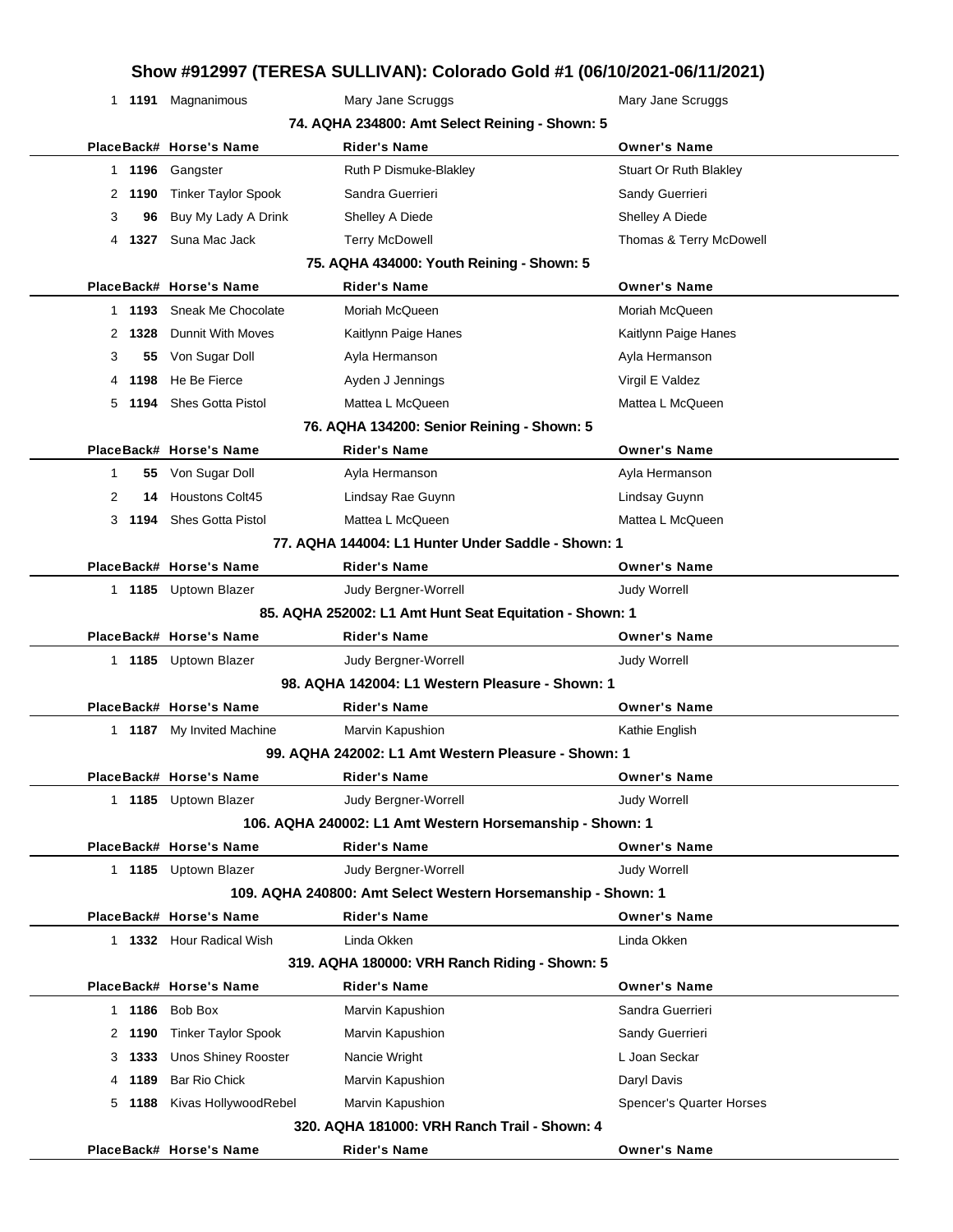# Show #912997 (TERESA SULLIVAN): Colorado Gold #1 (06/10/2021-06/11/2021)

| Place | Back# | Horse's Name | Rider's Name | Owner's Name |
|---|---|---|---|---|
| 1 | 1191 | Magnanimous | Mary Jane Scruggs | Mary Jane Scruggs |

### 74. AQHA 234800: Amt Select Reining - Shown: 5

| Place | Back# | Horse's Name | Rider's Name | Owner's Name |
|---|---|---|---|---|
| 1 | 1196 | Gangster | Ruth P Dismuke-Blakley | Stuart Or Ruth Blakley |
| 2 | 1190 | Tinker Taylor Spook | Sandra Guerrieri | Sandy Guerrieri |
| 3 | 96 | Buy My Lady A Drink | Shelley A Diede | Shelley A Diede |
| 4 | 1327 | Suna Mac Jack | Terry McDowell | Thomas & Terry McDowell |

### 75. AQHA 434000: Youth Reining - Shown: 5

| Place | Back# | Horse's Name | Rider's Name | Owner's Name |
|---|---|---|---|---|
| 1 | 1193 | Sneak Me Chocolate | Moriah McQueen | Moriah McQueen |
| 2 | 1328 | Dunnit With Moves | Kaitlynn Paige Hanes | Kaitlynn Paige Hanes |
| 3 | 55 | Von Sugar Doll | Ayla Hermanson | Ayla Hermanson |
| 4 | 1198 | He Be Fierce | Ayden J Jennings | Virgil E Valdez |
| 5 | 1194 | Shes Gotta Pistol | Mattea L McQueen | Mattea L McQueen |

### 76. AQHA 134200: Senior Reining - Shown: 5

| Place | Back# | Horse's Name | Rider's Name | Owner's Name |
|---|---|---|---|---|
| 1 | 55 | Von Sugar Doll | Ayla Hermanson | Ayla Hermanson |
| 2 | 14 | Houstons Colt45 | Lindsay Rae Guynn | Lindsay Guynn |
| 3 | 1194 | Shes Gotta Pistol | Mattea L McQueen | Mattea L McQueen |

### 77. AQHA 144004: L1 Hunter Under Saddle - Shown: 1

| Place | Back# | Horse's Name | Rider's Name | Owner's Name |
|---|---|---|---|---|
| 1 | 1185 | Uptown Blazer | Judy Bergner-Worrell | Judy Worrell |

### 85. AQHA 252002: L1 Amt Hunt Seat Equitation - Shown: 1

| Place | Back# | Horse's Name | Rider's Name | Owner's Name |
|---|---|---|---|---|
| 1 | 1185 | Uptown Blazer | Judy Bergner-Worrell | Judy Worrell |

### 98. AQHA 142004: L1 Western Pleasure - Shown: 1

| Place | Back# | Horse's Name | Rider's Name | Owner's Name |
|---|---|---|---|---|
| 1 | 1187 | My Invited Machine | Marvin Kapushion | Kathie English |

### 99. AQHA 242002: L1 Amt Western Pleasure - Shown: 1

| Place | Back# | Horse's Name | Rider's Name | Owner's Name |
|---|---|---|---|---|
| 1 | 1185 | Uptown Blazer | Judy Bergner-Worrell | Judy Worrell |

### 106. AQHA 240002: L1 Amt Western Horsemanship - Shown: 1

| Place | Back# | Horse's Name | Rider's Name | Owner's Name |
|---|---|---|---|---|
| 1 | 1185 | Uptown Blazer | Judy Bergner-Worrell | Judy Worrell |

### 109. AQHA 240800: Amt Select Western Horsemanship - Shown: 1

| Place | Back# | Horse's Name | Rider's Name | Owner's Name |
|---|---|---|---|---|
| 1 | 1332 | Hour Radical Wish | Linda Okken | Linda Okken |

### 319. AQHA 180000: VRH Ranch Riding - Shown: 5

| Place | Back# | Horse's Name | Rider's Name | Owner's Name |
|---|---|---|---|---|
| 1 | 1186 | Bob Box | Marvin Kapushion | Sandra Guerrieri |
| 2 | 1190 | Tinker Taylor Spook | Marvin Kapushion | Sandy Guerrieri |
| 3 | 1333 | Unos Shiney Rooster | Nancie Wright | L Joan Seckar |
| 4 | 1189 | Bar Rio Chick | Marvin Kapushion | Daryl Davis |
| 5 | 1188 | Kivas HollywoodRebel | Marvin Kapushion | Spencer's Quarter Horses |

### 320. AQHA 181000: VRH Ranch Trail - Shown: 4

| Place | Back# | Horse's Name | Rider's Name | Owner's Name |
|---|---|---|---|---|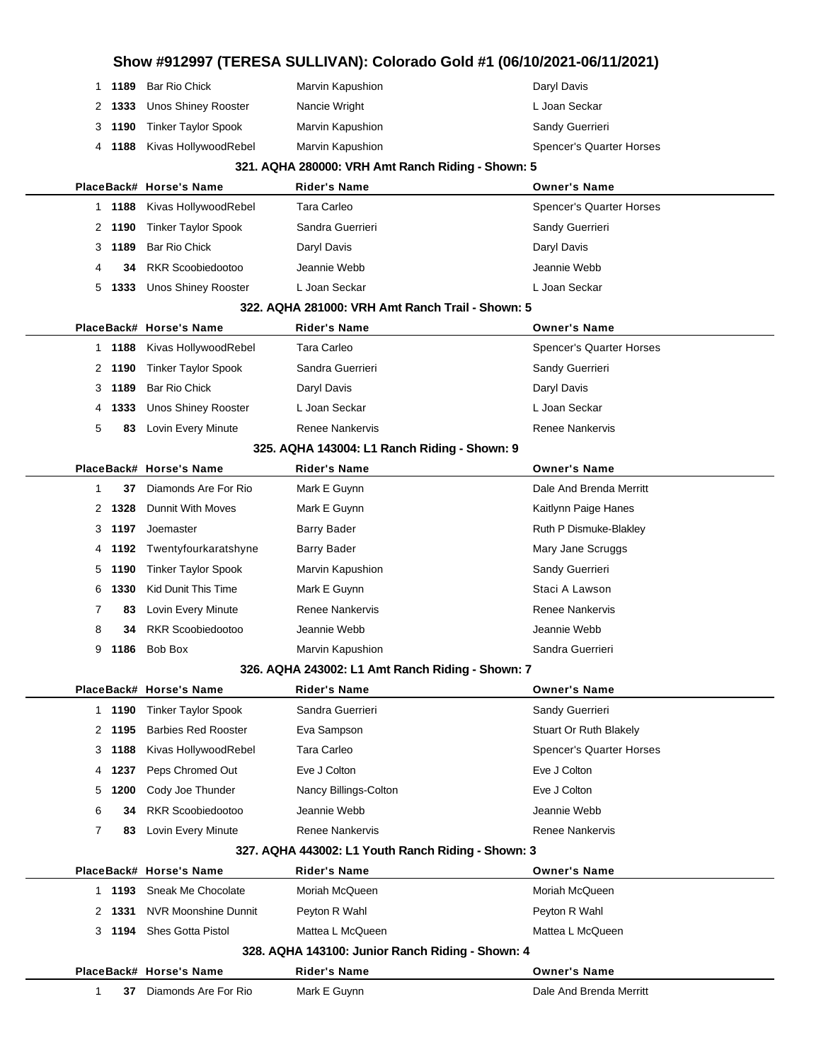# Show #912997 (TERESA SULLIVAN): Colorado Gold #1 (06/10/2021-06/11/2021)

| Place | Back# | Horse's Name | Rider's Name | Owner's Name |
|---|---|---|---|---|
| 1 | 1189 | Bar Rio Chick | Marvin Kapushion | Daryl Davis |
| 2 | 1333 | Unos Shiney Rooster | Nancie Wright | L Joan Seckar |
| 3 | 1190 | Tinker Taylor Spook | Marvin Kapushion | Sandy Guerrieri |
| 4 | 1188 | Kivas HollywoodRebel | Marvin Kapushion | Spencer's Quarter Horses |

### 321. AQHA 280000: VRH Amt Ranch Riding - Shown: 5

| Place | Back# | Horse's Name | Rider's Name | Owner's Name |
|---|---|---|---|---|
| 1 | 1188 | Kivas HollywoodRebel | Tara Carleo | Spencer's Quarter Horses |
| 2 | 1190 | Tinker Taylor Spook | Sandra Guerrieri | Sandy Guerrieri |
| 3 | 1189 | Bar Rio Chick | Daryl Davis | Daryl Davis |
| 4 | 34 | RKR Scoobiedootoo | Jeannie Webb | Jeannie Webb |
| 5 | 1333 | Unos Shiney Rooster | L Joan Seckar | L Joan Seckar |

### 322. AQHA 281000: VRH Amt Ranch Trail - Shown: 5

| Place | Back# | Horse's Name | Rider's Name | Owner's Name |
|---|---|---|---|---|
| 1 | 1188 | Kivas HollywoodRebel | Tara Carleo | Spencer's Quarter Horses |
| 2 | 1190 | Tinker Taylor Spook | Sandra Guerrieri | Sandy Guerrieri |
| 3 | 1189 | Bar Rio Chick | Daryl Davis | Daryl Davis |
| 4 | 1333 | Unos Shiney Rooster | L Joan Seckar | L Joan Seckar |
| 5 | 83 | Lovin Every Minute | Renee Nankervis | Renee Nankervis |

### 325. AQHA 143004: L1 Ranch Riding - Shown: 9

| Place | Back# | Horse's Name | Rider's Name | Owner's Name |
|---|---|---|---|---|
| 1 | 37 | Diamonds Are For Rio | Mark E Guynn | Dale And Brenda Merritt |
| 2 | 1328 | Dunnit With Moves | Mark E Guynn | Kaitlynn Paige Hanes |
| 3 | 1197 | Joemaster | Barry Bader | Ruth P Dismuke-Blakley |
| 4 | 1192 | Twentyfourkaratshyne | Barry Bader | Mary Jane Scruggs |
| 5 | 1190 | Tinker Taylor Spook | Marvin Kapushion | Sandy Guerrieri |
| 6 | 1330 | Kid Dunit This Time | Mark E Guynn | Staci A Lawson |
| 7 | 83 | Lovin Every Minute | Renee Nankervis | Renee Nankervis |
| 8 | 34 | RKR Scoobiedootoo | Jeannie Webb | Jeannie Webb |
| 9 | 1186 | Bob Box | Marvin Kapushion | Sandra Guerrieri |

### 326. AQHA 243002: L1 Amt Ranch Riding - Shown: 7

| Place | Back# | Horse's Name | Rider's Name | Owner's Name |
|---|---|---|---|---|
| 1 | 1190 | Tinker Taylor Spook | Sandra Guerrieri | Sandy Guerrieri |
| 2 | 1195 | Barbies Red Rooster | Eva Sampson | Stuart Or Ruth Blakely |
| 3 | 1188 | Kivas HollywoodRebel | Tara Carleo | Spencer's Quarter Horses |
| 4 | 1237 | Peps Chromed Out | Eve J Colton | Eve J Colton |
| 5 | 1200 | Cody Joe Thunder | Nancy Billings-Colton | Eve J Colton |
| 6 | 34 | RKR Scoobiedootoo | Jeannie Webb | Jeannie Webb |
| 7 | 83 | Lovin Every Minute | Renee Nankervis | Renee Nankervis |

### 327. AQHA 443002: L1 Youth Ranch Riding - Shown: 3

| Place | Back# | Horse's Name | Rider's Name | Owner's Name |
|---|---|---|---|---|
| 1 | 1193 | Sneak Me Chocolate | Moriah McQueen | Moriah McQueen |
| 2 | 1331 | NVR Moonshine Dunnit | Peyton R Wahl | Peyton R Wahl |
| 3 | 1194 | Shes Gotta Pistol | Mattea L McQueen | Mattea L McQueen |

### 328. AQHA 143100: Junior Ranch Riding - Shown: 4

| Place | Back# | Horse's Name | Rider's Name | Owner's Name |
|---|---|---|---|---|
| 1 | 37 | Diamonds Are For Rio | Mark E Guynn | Dale And Brenda Merritt |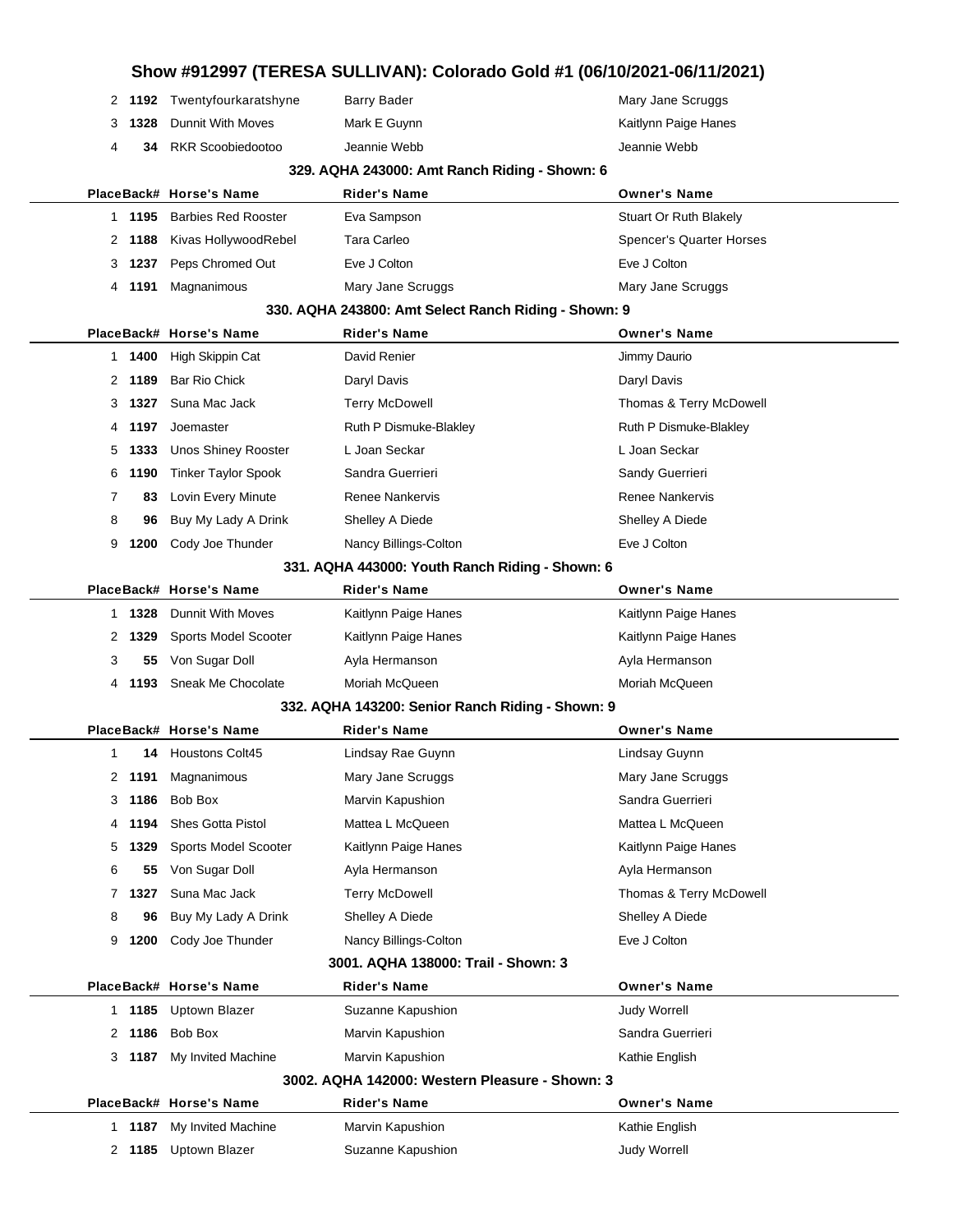# Show #912997 (TERESA SULLIVAN): Colorado Gold #1 (06/10/2021-06/11/2021)

| Place | Back# | Horse's Name | Rider's Name | Owner's Name |
|---|---|---|---|---|
| 2 | 1192 | Twentyfourkaratshyne | Barry Bader | Mary Jane Scruggs |
| 3 | 1328 | Dunnit With Moves | Mark E Guynn | Kaitlynn Paige Hanes |
| 4 | 34 | RKR Scoobiedootoo | Jeannie Webb | Jeannie Webb |

### 329. AQHA 243000: Amt Ranch Riding - Shown: 6

| Place | Back# | Horse's Name | Rider's Name | Owner's Name |
|---|---|---|---|---|
| 1 | 1195 | Barbies Red Rooster | Eva Sampson | Stuart Or Ruth Blakely |
| 2 | 1188 | Kivas HollywoodRebel | Tara Carleo | Spencer's Quarter Horses |
| 3 | 1237 | Peps Chromed Out | Eve J Colton | Eve J Colton |
| 4 | 1191 | Magnanimous | Mary Jane Scruggs | Mary Jane Scruggs |

### 330. AQHA 243800: Amt Select Ranch Riding - Shown: 9

| Place | Back# | Horse's Name | Rider's Name | Owner's Name |
|---|---|---|---|---|
| 1 | 1400 | High Skippin Cat | David Renier | Jimmy Daurio |
| 2 | 1189 | Bar Rio Chick | Daryl Davis | Daryl Davis |
| 3 | 1327 | Suna Mac Jack | Terry McDowell | Thomas & Terry McDowell |
| 4 | 1197 | Joemaster | Ruth P Dismuke-Blakley | Ruth P Dismuke-Blakley |
| 5 | 1333 | Unos Shiney Rooster | L Joan Seckar | L Joan Seckar |
| 6 | 1190 | Tinker Taylor Spook | Sandra Guerrieri | Sandy Guerrieri |
| 7 | 83 | Lovin Every Minute | Renee Nankervis | Renee Nankervis |
| 8 | 96 | Buy My Lady A Drink | Shelley A Diede | Shelley A Diede |
| 9 | 1200 | Cody Joe Thunder | Nancy Billings-Colton | Eve J Colton |

### 331. AQHA 443000: Youth Ranch Riding - Shown: 6

| Place | Back# | Horse's Name | Rider's Name | Owner's Name |
|---|---|---|---|---|
| 1 | 1328 | Dunnit With Moves | Kaitlynn Paige Hanes | Kaitlynn Paige Hanes |
| 2 | 1329 | Sports Model Scooter | Kaitlynn Paige Hanes | Kaitlynn Paige Hanes |
| 3 | 55 | Von Sugar Doll | Ayla Hermanson | Ayla Hermanson |
| 4 | 1193 | Sneak Me Chocolate | Moriah McQueen | Moriah McQueen |

### 332. AQHA 143200: Senior Ranch Riding - Shown: 9

| Place | Back# | Horse's Name | Rider's Name | Owner's Name |
|---|---|---|---|---|
| 1 | 14 | Houstons Colt45 | Lindsay Rae Guynn | Lindsay Guynn |
| 2 | 1191 | Magnanimous | Mary Jane Scruggs | Mary Jane Scruggs |
| 3 | 1186 | Bob Box | Marvin Kapushion | Sandra Guerrieri |
| 4 | 1194 | Shes Gotta Pistol | Mattea L McQueen | Mattea L McQueen |
| 5 | 1329 | Sports Model Scooter | Kaitlynn Paige Hanes | Kaitlynn Paige Hanes |
| 6 | 55 | Von Sugar Doll | Ayla Hermanson | Ayla Hermanson |
| 7 | 1327 | Suna Mac Jack | Terry McDowell | Thomas & Terry McDowell |
| 8 | 96 | Buy My Lady A Drink | Shelley A Diede | Shelley A Diede |
| 9 | 1200 | Cody Joe Thunder | Nancy Billings-Colton | Eve J Colton |

### 3001. AQHA 138000: Trail - Shown: 3

| Place | Back# | Horse's Name | Rider's Name | Owner's Name |
|---|---|---|---|---|
| 1 | 1185 | Uptown Blazer | Suzanne Kapushion | Judy Worrell |
| 2 | 1186 | Bob Box | Marvin Kapushion | Sandra Guerrieri |
| 3 | 1187 | My Invited Machine | Marvin Kapushion | Kathie English |

### 3002. AQHA 142000: Western Pleasure - Shown: 3

| Place | Back# | Horse's Name | Rider's Name | Owner's Name |
|---|---|---|---|---|
| 1 | 1187 | My Invited Machine | Marvin Kapushion | Kathie English |
| 2 | 1185 | Uptown Blazer | Suzanne Kapushion | Judy Worrell |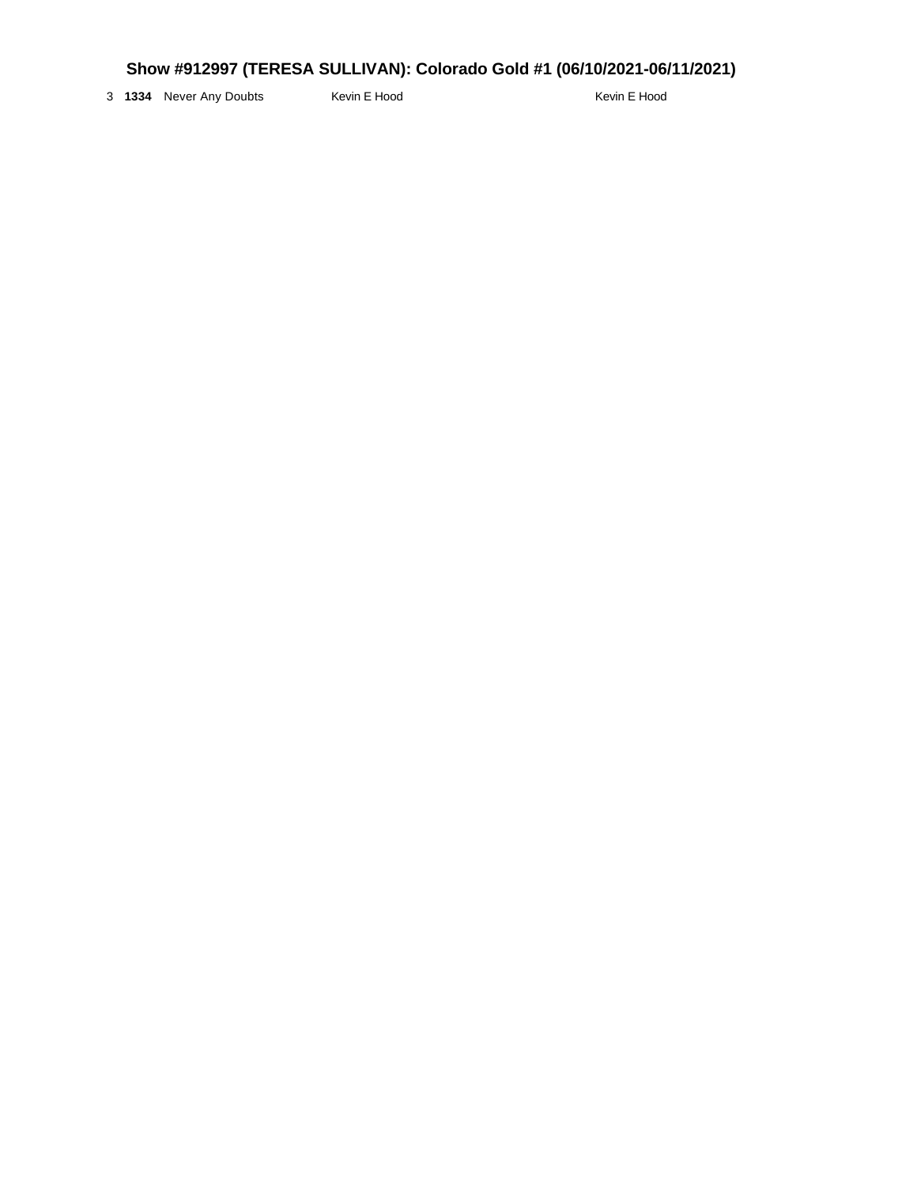### Show #912997 (TERESA SULLIVAN): Colorado Gold #1 (06/10/2021-06/11/2021)

| | | | | |
|---|---|---|---|---|
| 3 | **1334** | Never Any Doubts | Kevin E Hood | Kevin E Hood |